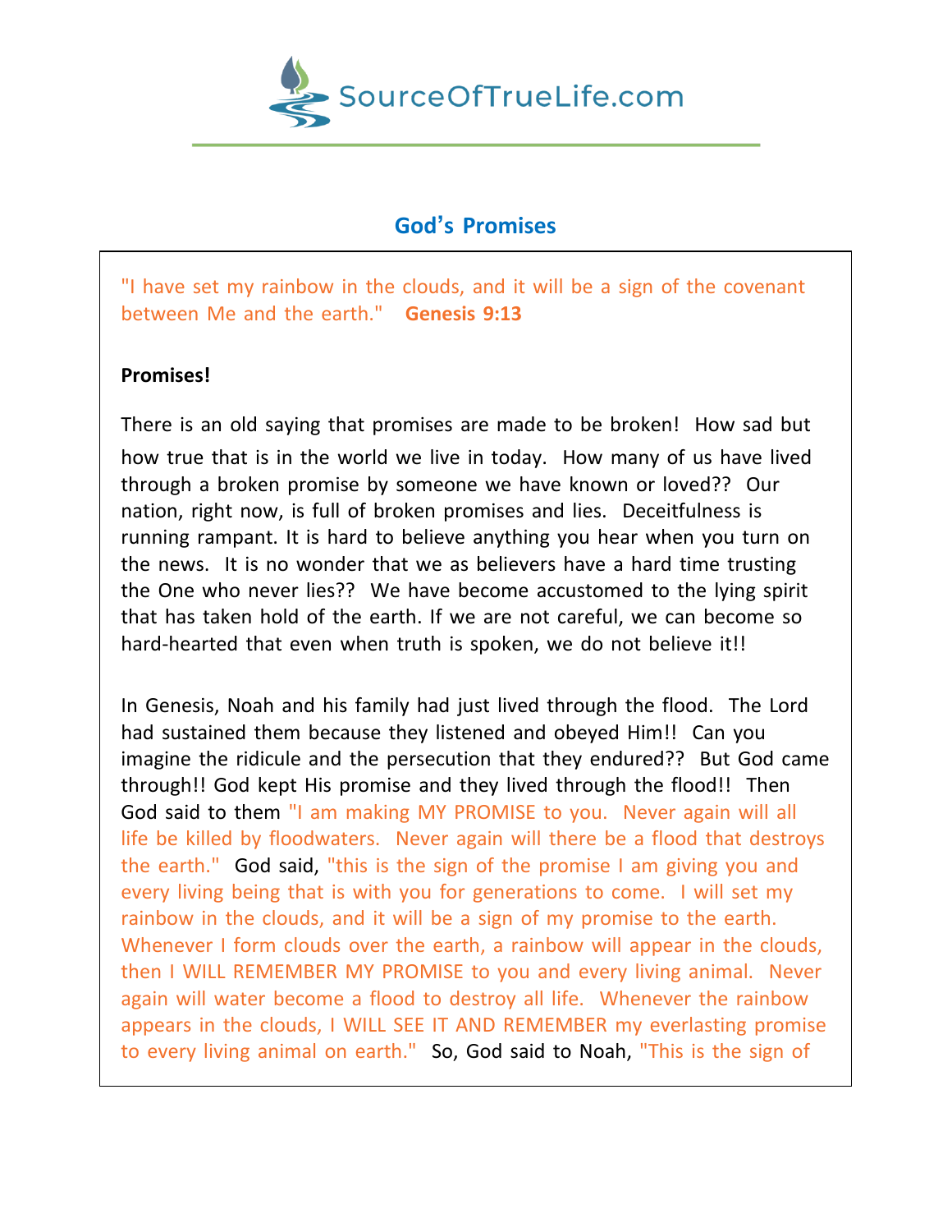# God's Promises

"I have set my rainbow in the clouds, and it will be a sign of the covenant between Me and the earth." **Genesis 9:13**

**Promises!**

There is an old saying that promises are made to be broken! How sad but how true that is in the world we live in today. How many of us have lived through a broken promise by someone we have known or loved?? Our nation, right now, is full of broken promises and lies. Deceitfulness is running rampant. It is hard to believe anything you hear when you turn on the news. It is no wonder that we as believers have a hard time trusting the One who never lies?? We have become accustomed to the lying spirit that has taken hold of the earth. If we are not careful, we can become so hard-hearted that even when truth is spoken, we do not believe it!!

In Genesis, Noah and his family had just lived through the flood. The Lord had sustained them because they listened and obeyed Him!! Can you imagine the ridicule and the persecution that they endured?? But God came through!! God kept His promise and they lived through the flood!! Then God said to them "I am making MY PROMISE to you. Never again will all life be killed by floodwaters. Never again will there be a flood that destroys the earth." God said, "this is the sign of the promise I am giving you and every living being that is with you for generations to come. I will set my rainbow in the clouds, and it will be a sign of my promise to the earth. Whenever I form clouds over the earth, a rainbow will appear in the clouds, then I WILL REMEMBER MY PROMISE to you and every living animal. Never again will water become a flood to destroy all life. Whenever the rainbow appears in the clouds, I WILL SEE IT AND REMEMBER my everlasting promise to every living animal on earth." So, God said to Noah, "This is the sign of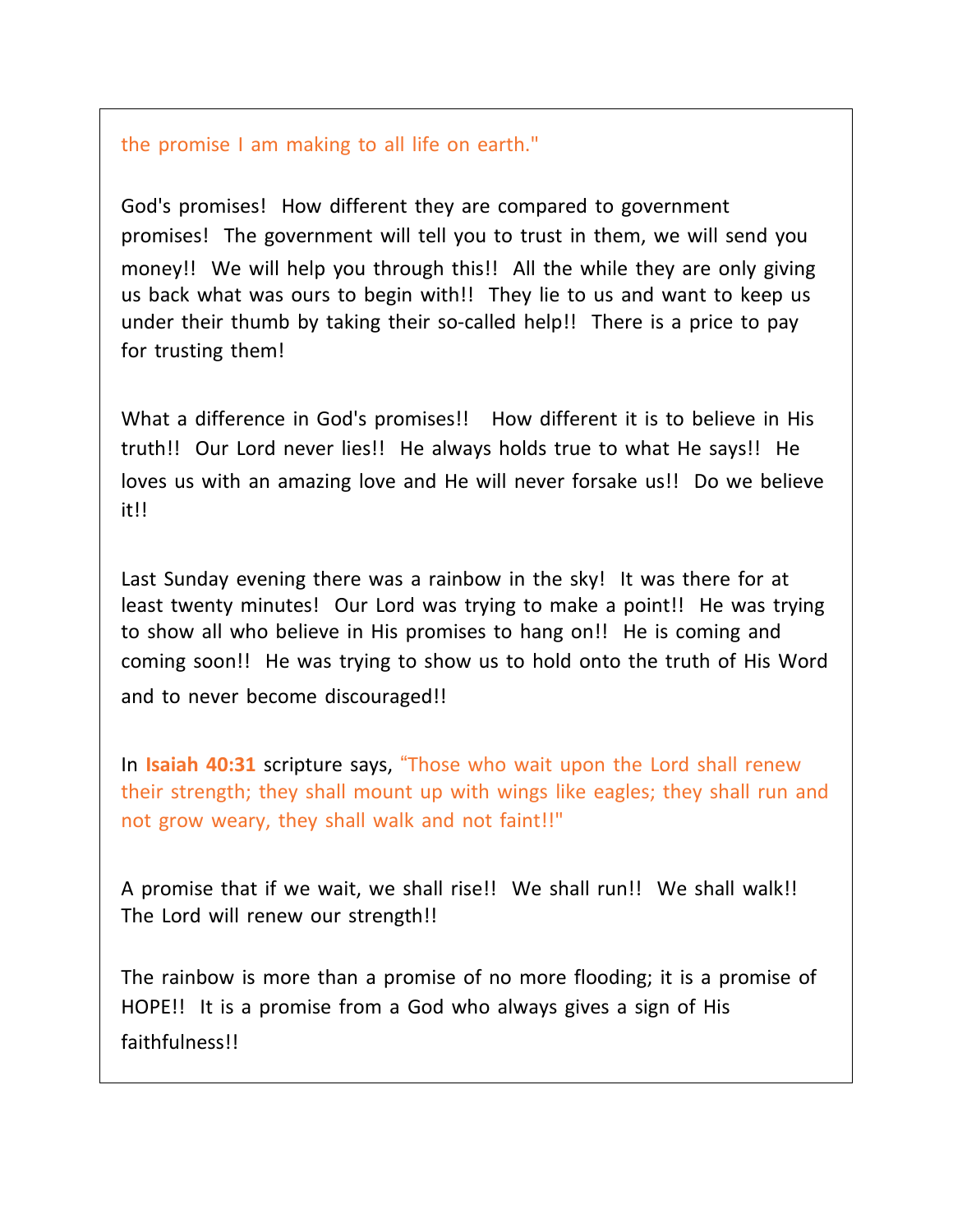the promise I am making to all life on earth."

God's promises! How different they are compared to government promises! The government will tell you to trust in them, we will send you money!! We will help you through this!! All the while they are only giving us back what was ours to begin with!! They lie to us and want to keep us under their thumb by taking their so-called help!! There is a price to pay for trusting them!

What a difference in God's promises!! How different it is to believe in His truth!! Our Lord never lies!! He always holds true to what He says!! He loves us with an amazing love and He will never forsake us!! Do we believe it!!

Last Sunday evening there was a rainbow in the sky! It was there for at least twenty minutes! Our Lord was trying to make a point!! He was trying to show all who believe in His promises to hang on!! He is coming and coming soon!! He was trying to show us to hold onto the truth of His Word and to never become discouraged!!

In **Isaiah 40:31** scripture says, "Those who wait upon the Lord shall renew their strength; they shall mount up with wings like eagles; they shall run and not grow weary, they shall walk and not faint!!"

A promise that if we wait, we shall rise!! We shall run!! We shall walk!! The Lord will renew our strength!!

The rainbow is more than a promise of no more flooding; it is a promise of HOPE!! It is a promise from a God who always gives a sign of His faithfulness!!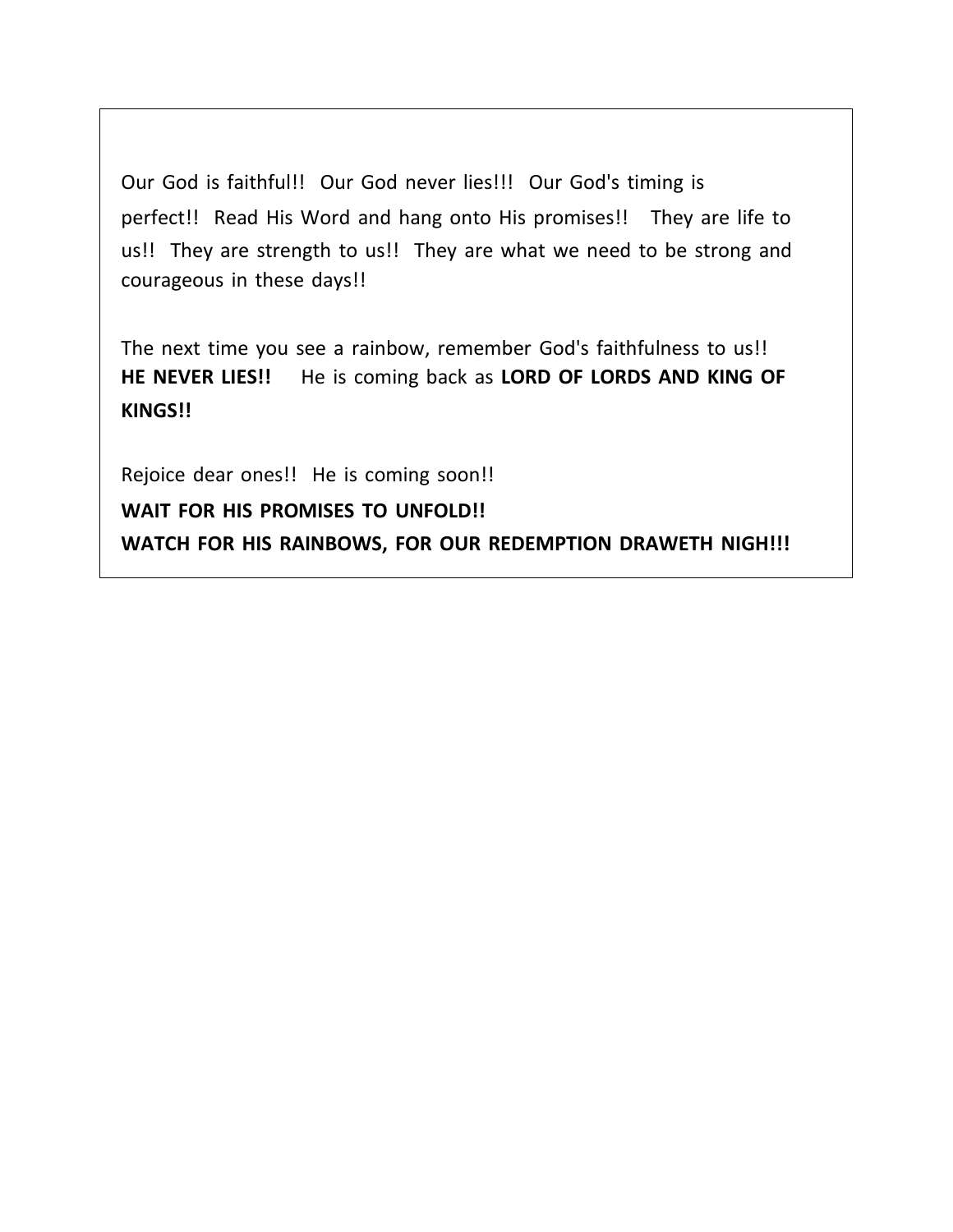Our God is faithful!! Our God never lies!!! Our God's timing is perfect!! Read His Word and hang onto His promises!! They are life to us!! They are strength to us!! They are what we need to be strong and courageous in these days!!

The next time you see a rainbow, remember God's faithfulness to us!! **HE NEVER LIES!!** He is coming back as **LORD OF LORDS AND KING OF KINGS!!**

Rejoice dear ones!! He is coming soon!!

**WAIT FOR HIS PROMISES TO UNFOLD!!**

**WATCH FOR HIS RAINBOWS, FOR OUR REDEMPTION DRAWETH NIGH!!!**